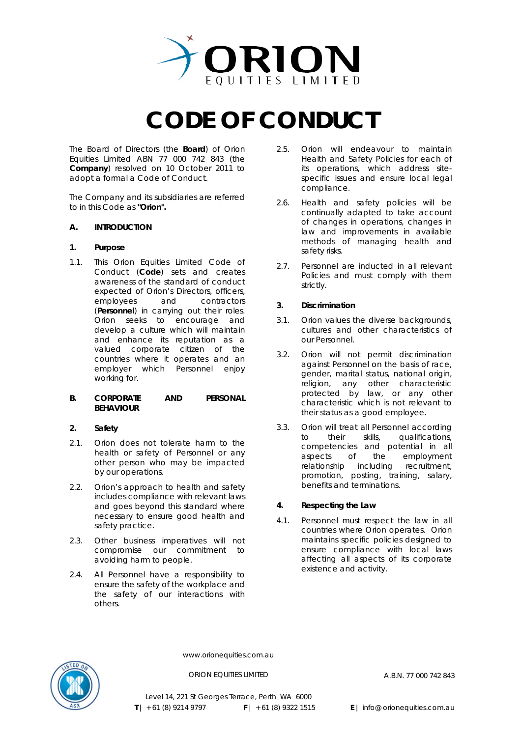# CODE OF CONDUCT

The Board of Directors (the **Board**) of Orion Equities Limited ABN 77 000 742 843 (the **Company**) resolved on 10 October 2011 to adopt a formal a Code of Conduct.

The Company and its subsidiaries are referred to in this Code as **"Orion".**

## A. INTRODUCTION

### 1. Purpose

1.1. This Orion Equities Limited Code of Conduct (**Code**) sets and creates awareness of the standard of conduct expected of Orion's Directors, officers, employees and contractors (**Personnel**) in carrying out their roles. Orion seeks to encourage and develop a culture which will maintain and enhance its reputation as a valued corporate citizen of the countries where it operates and an employer which Personnel enjoy working for.

## B. CORPORATE AND PERSONAL BEHAVIOUR

### 2. Safety

2.1. Orion does not tolerate harm to the health or safety of Personnel or any other person who may be impacted by our operations.

2.2. Orion's approach to health and safety includes compliance with relevant laws and goes beyond this standard where necessary to ensure good health and safety practice.

2.3. Other business imperatives will not compromise our commitment to avoiding harm to people.

2.4. All Personnel have a responsibility to ensure the safety of the workplace and the safety of our interactions with others.

2.5. Orion will endeavour to maintain Health and Safety Policies for each of its operations, which address site-specific issues and ensure local legal compliance.

2.6. Health and safety policies will be continually adapted to take account of changes in operations, changes in law and improvements in available methods of managing health and safety risks.

2.7. Personnel are inducted in all relevant Policies and must comply with them strictly.

### 3. Discrimination

3.1. Orion values the diverse backgrounds, cultures and other characteristics of our Personnel.

3.2. Orion will not permit discrimination against Personnel on the basis of race, gender, marital status, national origin, religion, any other characteristic protected by law, or any other characteristic which is not relevant to their status as a good employee.

3.3. Orion will treat all Personnel according to their skills, qualifications, competencies and potential in all aspects of the employment relationship including recruitment, promotion, posting, training, salary, benefits and terminations.

### 4. Respecting the Law

4.1. Personnel must respect the law in all countries where Orion operates. Orion maintains specific policies designed to ensure compliance with local laws affecting all aspects of its corporate existence and activity.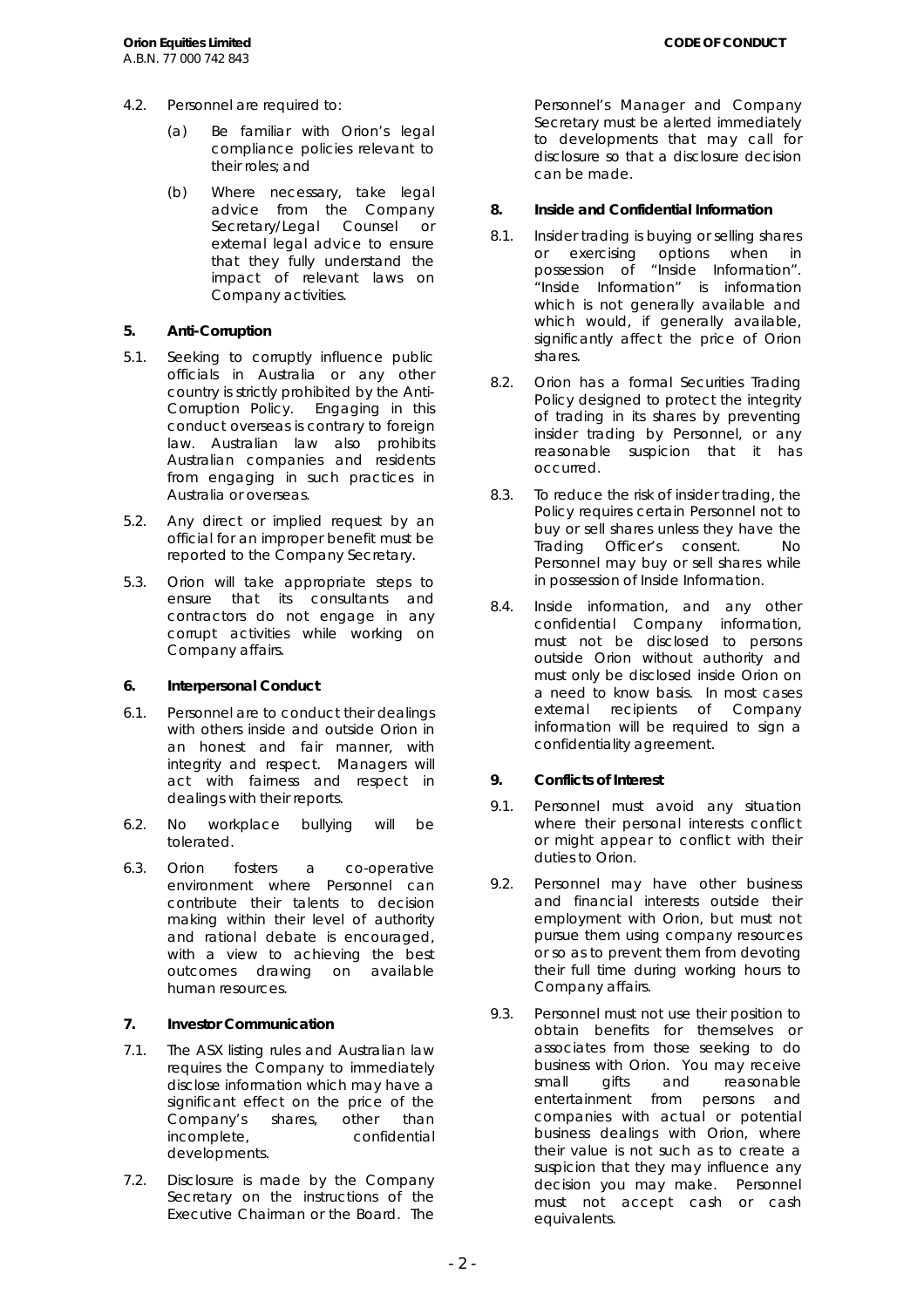4.2. Personnel are required to:

(a) Be familiar with Orion's legal compliance policies relevant to their roles; and

(b) Where necessary, take legal advice from the Company Secretary/Legal Counsel or external legal advice to ensure that they fully understand the impact of relevant laws on Company activities.

## 5. Anti-Corruption

5.1. Seeking to corruptly influence public officials in Australia or any other country is strictly prohibited by the Anti-Corruption Policy. Engaging in this conduct overseas is contrary to foreign law. Australian law also prohibits Australian companies and residents from engaging in such practices in Australia or overseas.

5.2. Any direct or implied request by an official for an improper benefit must be reported to the Company Secretary.

5.3. Orion will take appropriate steps to ensure that its consultants and contractors do not engage in any corrupt activities while working on Company affairs.

## 6. Interpersonal Conduct

6.1. Personnel are to conduct their dealings with others inside and outside Orion in an honest and fair manner, with integrity and respect. Managers will act with fairness and respect in dealings with their reports.

6.2. No workplace bullying will be tolerated.

6.3. Orion fosters a co-operative environment where Personnel can contribute their talents to decision making within their level of authority and rational debate is encouraged, with a view to achieving the best outcomes drawing on available human resources.

## 7. Investor Communication

7.1. The ASX listing rules and Australian law requires the Company to immediately disclose information which may have a significant effect on the price of the Company's shares, other than incomplete, confidential developments.

7.2. Disclosure is made by the Company Secretary on the instructions of the Executive Chairman or the Board. The Personnel's Manager and Company Secretary must be alerted immediately to developments that may call for disclosure so that a disclosure decision can be made.

## 8. Inside and Confidential Information

8.1. Insider trading is buying or selling shares or exercising options when in possession of "Inside Information". "Inside Information" is information which is not generally available and which would, if generally available, significantly affect the price of Orion shares.

8.2. Orion has a formal Securities Trading Policy designed to protect the integrity of trading in its shares by preventing insider trading by Personnel, or any reasonable suspicion that it has occurred.

8.3. To reduce the risk of insider trading, the Policy requires certain Personnel not to buy or sell shares unless they have the Trading Officer's consent. No Personnel may buy or sell shares while in possession of Inside Information.

8.4. Inside information, and any other confidential Company information, must not be disclosed to persons outside Orion without authority and must only be disclosed inside Orion on a need to know basis. In most cases external recipients of Company information will be required to sign a confidentiality agreement.

## 9. Conflicts of Interest

9.1. Personnel must avoid any situation where their personal interests conflict or might appear to conflict with their duties to Orion.

9.2. Personnel may have other business and financial interests outside their employment with Orion, but must not pursue them using company resources or so as to prevent them from devoting their full time during working hours to Company affairs.

9.3. Personnel must not use their position to obtain benefits for themselves or associates from those seeking to do business with Orion. You may receive small gifts and reasonable entertainment from persons and companies with actual or potential business dealings with Orion, where their value is not such as to create a suspicion that they may influence any decision you may make. Personnel must not accept cash or cash equivalents.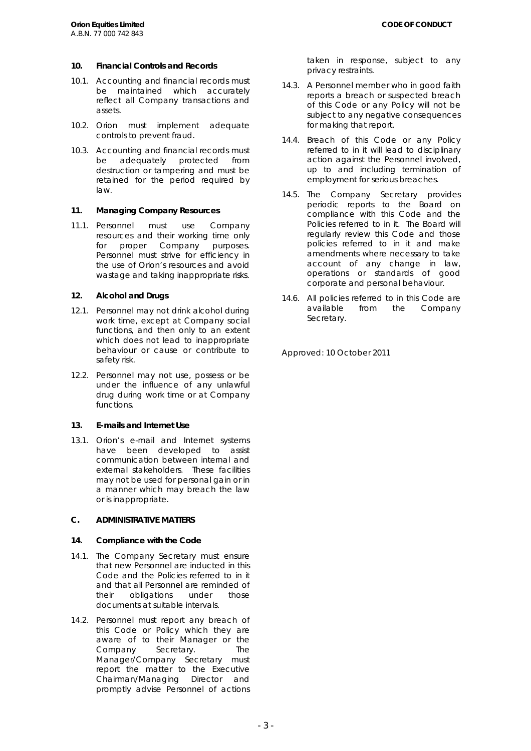## 10. Financial Controls and Records

10.1. Accounting and financial records must be maintained which accurately reflect all Company transactions and assets.

10.2. Orion must implement adequate controls to prevent fraud.

10.3. Accounting and financial records must be adequately protected from destruction or tampering and must be retained for the period required by law.

## 11. Managing Company Resources

11.1. Personnel must use Company resources and their working time only for proper Company purposes. Personnel must strive for efficiency in the use of Orion's resources and avoid wastage and taking inappropriate risks.

## 12. Alcohol and Drugs

12.1. Personnel may not drink alcohol during work time, except at Company social functions, and then only to an extent which does not lead to inappropriate behaviour or cause or contribute to safety risk.

12.2. Personnel may not use, possess or be under the influence of any unlawful drug during work time or at Company functions.

## 13. E-mails and Internet Use

13.1. Orion's e-mail and Internet systems have been developed to assist communication between internal and external stakeholders. These facilities may not be used for personal gain or in a manner which may breach the law or is inappropriate.

# C. ADMINISTRATIVE MATTERS

## 14. Compliance with the Code

14.1. The Company Secretary must ensure that new Personnel are inducted in this Code and the Policies referred to in it and that all Personnel are reminded of their obligations under those documents at suitable intervals.

14.2. Personnel must report any breach of this Code or Policy which they are aware of to their Manager or the Company Secretary. The Manager/Company Secretary must report the matter to the Executive Chairman/Managing Director and promptly advise Personnel of actions taken in response, subject to any privacy restraints.

14.3. A Personnel member who in good faith reports a breach or suspected breach of this Code or any Policy will not be subject to any negative consequences for making that report.

14.4. Breach of this Code or any Policy referred to in it will lead to disciplinary action against the Personnel involved, up to and including termination of employment for serious breaches.

14.5. The Company Secretary provides periodic reports to the Board on compliance with this Code and the Policies referred to in it. The Board will regularly review this Code and those policies referred to in it and make amendments where necessary to take account of any change in law, operations or standards of good corporate and personal behaviour.

14.6. All policies referred to in this Code are available from the Company Secretary.

Approved: 10 October 2011